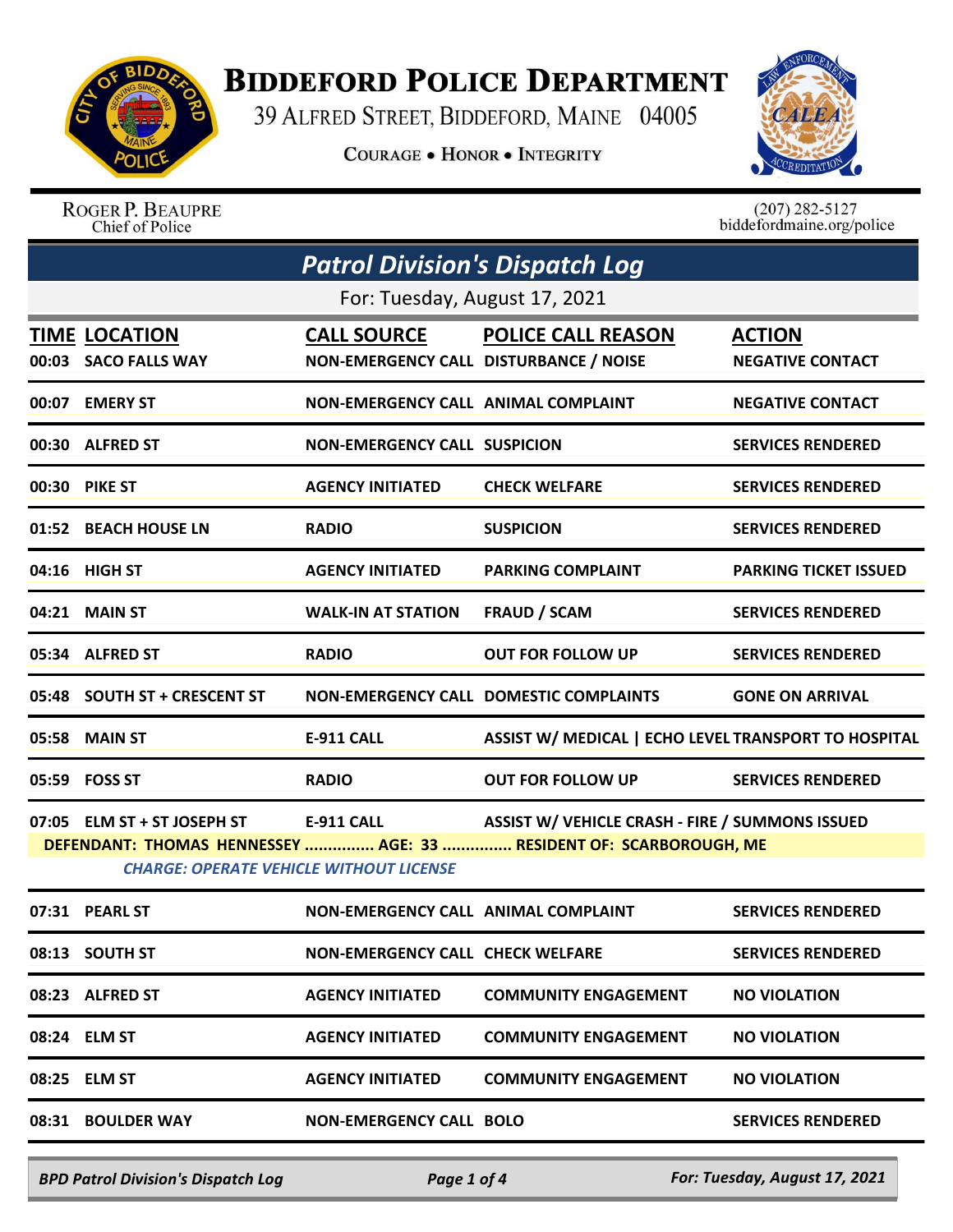# BIDDEFORD POLICE DEPARTMENT

39 ALFRED STREET, BIDDEFORD, MAINE 04005

COURAGE • HONOR • INTEGRITY

ROGER P. BEAUPRE
Chief of Police

(207) 282-5127
biddefordmaine.org/police

## *Patrol Division's Dispatch Log*

For: Tuesday, August 17, 2021

| TIME | LOCATION | CALL SOURCE | POLICE CALL REASON | ACTION |
|---|---|---|---|---|
| 00:03 | SACO FALLS WAY | NON-EMERGENCY CALL | DISTURBANCE / NOISE | NEGATIVE CONTACT |
| 00:07 | EMERY ST | NON-EMERGENCY CALL | ANIMAL COMPLAINT | NEGATIVE CONTACT |
| 00:30 | ALFRED ST | NON-EMERGENCY CALL | SUSPICION | SERVICES RENDERED |
| 00:30 | PIKE ST | AGENCY INITIATED | CHECK WELFARE | SERVICES RENDERED |
| 01:52 | BEACH HOUSE LN | RADIO | SUSPICION | SERVICES RENDERED |
| 04:16 | HIGH ST | AGENCY INITIATED | PARKING COMPLAINT | PARKING TICKET ISSUED |
| 04:21 | MAIN ST | WALK-IN AT STATION | FRAUD / SCAM | SERVICES RENDERED |
| 05:34 | ALFRED ST | RADIO | OUT FOR FOLLOW UP | SERVICES RENDERED |
| 05:48 | SOUTH ST + CRESCENT ST | NON-EMERGENCY CALL | DOMESTIC COMPLAINTS | GONE ON ARRIVAL |
| 05:58 | MAIN ST | E-911 CALL | ASSIST W/ MEDICAL \| ECHO LEVEL | TRANSPORT TO HOSPITAL |
| 05:59 | FOSS ST | RADIO | OUT FOR FOLLOW UP | SERVICES RENDERED |
| 07:05 | ELM ST + ST JOSEPH ST | E-911 CALL | ASSIST W/ VEHICLE CRASH - FIRE / | SUMMONS ISSUED |
| | DEFENDANT: THOMAS HENNESSEY ............... AGE: 33 ............... RESIDENT OF: SCARBOROUGH, ME | | | |
| | *CHARGE: OPERATE VEHICLE WITHOUT LICENSE* | | | |
| 07:31 | PEARL ST | NON-EMERGENCY CALL | ANIMAL COMPLAINT | SERVICES RENDERED |
| 08:13 | SOUTH ST | NON-EMERGENCY CALL | CHECK WELFARE | SERVICES RENDERED |
| 08:23 | ALFRED ST | AGENCY INITIATED | COMMUNITY ENGAGEMENT | NO VIOLATION |
| 08:24 | ELM ST | AGENCY INITIATED | COMMUNITY ENGAGEMENT | NO VIOLATION |
| 08:25 | ELM ST | AGENCY INITIATED | COMMUNITY ENGAGEMENT | NO VIOLATION |
| 08:31 | BOULDER WAY | NON-EMERGENCY CALL | BOLO | SERVICES RENDERED |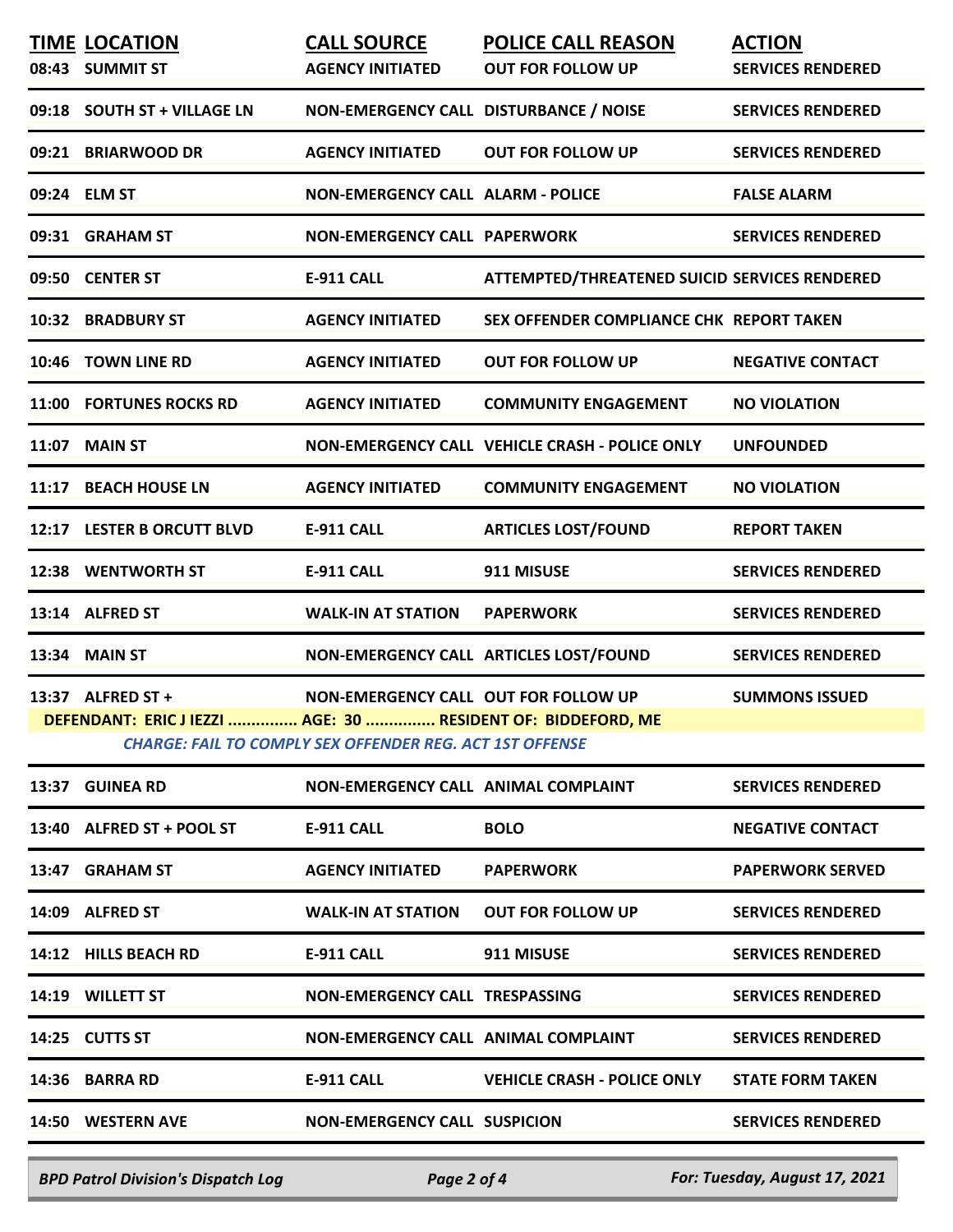| TIME | LOCATION | CALL SOURCE | POLICE CALL REASON | ACTION |
|---|---|---|---|---|
| 08:43 | SUMMIT ST | AGENCY INITIATED | OUT FOR FOLLOW UP | SERVICES RENDERED |
| 09:18 | SOUTH ST + VILLAGE LN | NON-EMERGENCY CALL | DISTURBANCE / NOISE | SERVICES RENDERED |
| 09:21 | BRIARWOOD DR | AGENCY INITIATED | OUT FOR FOLLOW UP | SERVICES RENDERED |
| 09:24 | ELM ST | NON-EMERGENCY CALL | ALARM - POLICE | FALSE ALARM |
| 09:31 | GRAHAM ST | NON-EMERGENCY CALL | PAPERWORK | SERVICES RENDERED |
| 09:50 | CENTER ST | E-911 CALL | ATTEMPTED/THREATENED SUICID | SERVICES RENDERED |
| 10:32 | BRADBURY ST | AGENCY INITIATED | SEX OFFENDER COMPLIANCE CHK | REPORT TAKEN |
| 10:46 | TOWN LINE RD | AGENCY INITIATED | OUT FOR FOLLOW UP | NEGATIVE CONTACT |
| 11:00 | FORTUNES ROCKS RD | AGENCY INITIATED | COMMUNITY ENGAGEMENT | NO VIOLATION |
| 11:07 | MAIN ST | NON-EMERGENCY CALL | VEHICLE CRASH - POLICE ONLY | UNFOUNDED |
| 11:17 | BEACH HOUSE LN | AGENCY INITIATED | COMMUNITY ENGAGEMENT | NO VIOLATION |
| 12:17 | LESTER B ORCUTT BLVD | E-911 CALL | ARTICLES LOST/FOUND | REPORT TAKEN |
| 12:38 | WENTWORTH ST | E-911 CALL | 911 MISUSE | SERVICES RENDERED |
| 13:14 | ALFRED ST | WALK-IN AT STATION | PAPERWORK | SERVICES RENDERED |
| 13:34 | MAIN ST | NON-EMERGENCY CALL | ARTICLES LOST/FOUND | SERVICES RENDERED |
| 13:37 | ALFRED ST + | NON-EMERGENCY CALL | OUT FOR FOLLOW UP | SUMMONS ISSUED |
| | DEFENDANT: ERIC J IEZZI ............... AGE: 30 ............... RESIDENT OF: BIDDEFORD, ME | | | |
| | CHARGE: FAIL TO COMPLY SEX OFFENDER REG. ACT 1ST OFFENSE | | | |
| 13:37 | GUINEA RD | NON-EMERGENCY CALL | ANIMAL COMPLAINT | SERVICES RENDERED |
| 13:40 | ALFRED ST + POOL ST | E-911 CALL | BOLO | NEGATIVE CONTACT |
| 13:47 | GRAHAM ST | AGENCY INITIATED | PAPERWORK | PAPERWORK SERVED |
| 14:09 | ALFRED ST | WALK-IN AT STATION | OUT FOR FOLLOW UP | SERVICES RENDERED |
| 14:12 | HILLS BEACH RD | E-911 CALL | 911 MISUSE | SERVICES RENDERED |
| 14:19 | WILLETT ST | NON-EMERGENCY CALL | TRESPASSING | SERVICES RENDERED |
| 14:25 | CUTTS ST | NON-EMERGENCY CALL | ANIMAL COMPLAINT | SERVICES RENDERED |
| 14:36 | BARRA RD | E-911 CALL | VEHICLE CRASH - POLICE ONLY | STATE FORM TAKEN |
| 14:50 | WESTERN AVE | NON-EMERGENCY CALL | SUSPICION | SERVICES RENDERED |

*BPD Patrol Division's Dispatch Log* — *For: Tuesday, August 17, 2021*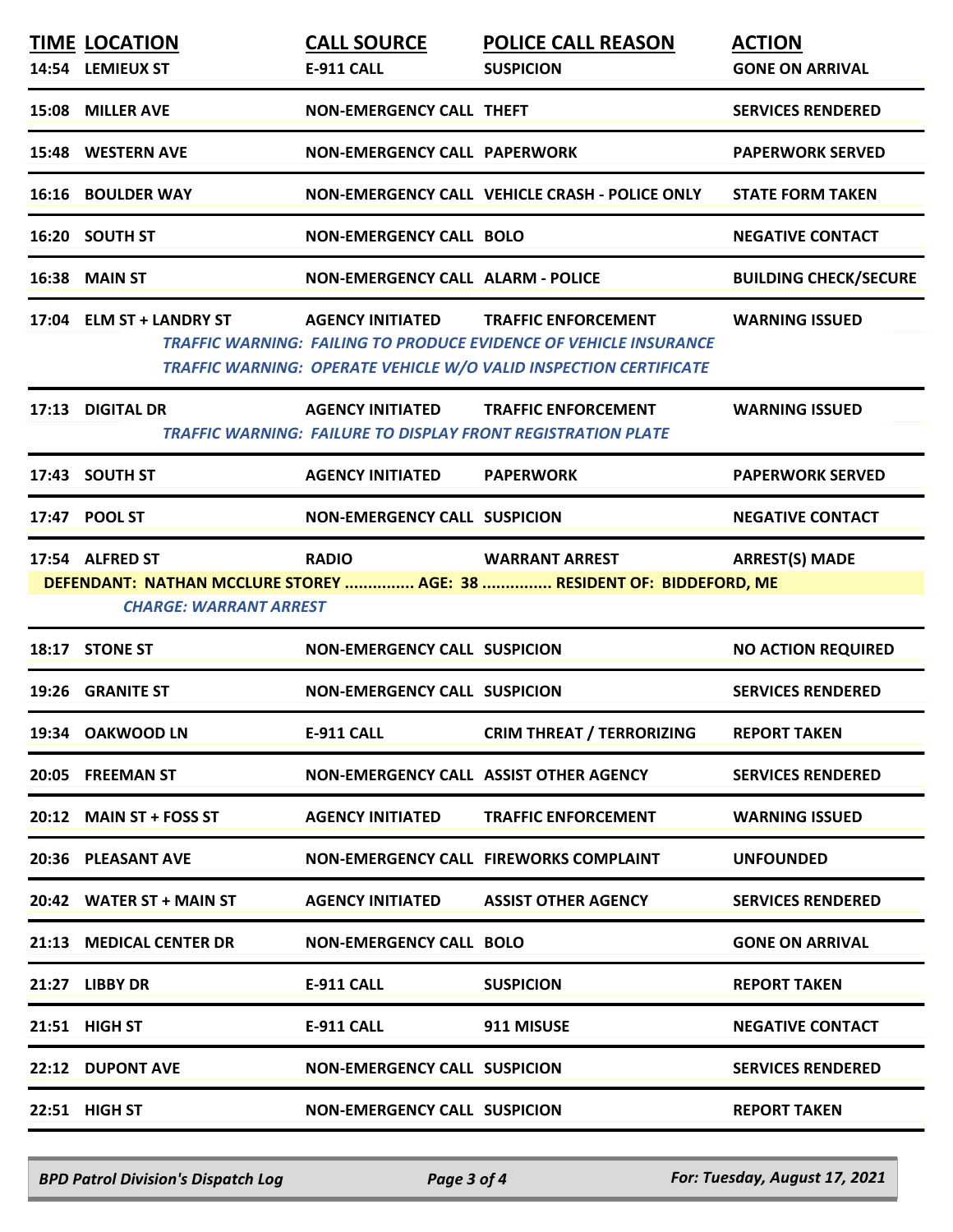| TIME | LOCATION | CALL SOURCE | POLICE CALL REASON | ACTION |
|---|---|---|---|---|
| 14:54 | LEMIEUX ST | E-911 CALL | SUSPICION | GONE ON ARRIVAL |
| 15:08 | MILLER AVE | NON-EMERGENCY CALL | THEFT | SERVICES RENDERED |
| 15:48 | WESTERN AVE | NON-EMERGENCY CALL | PAPERWORK | PAPERWORK SERVED |
| 16:16 | BOULDER WAY | NON-EMERGENCY CALL | VEHICLE CRASH - POLICE ONLY | STATE FORM TAKEN |
| 16:20 | SOUTH ST | NON-EMERGENCY CALL | BOLO | NEGATIVE CONTACT |
| 16:38 | MAIN ST | NON-EMERGENCY CALL | ALARM - POLICE | BUILDING CHECK/SECURE |
| 17:04 | ELM ST + LANDRY ST | AGENCY INITIATED | TRAFFIC ENFORCEMENT | WARNING ISSUED |
| | | *TRAFFIC WARNING: FAILING TO PRODUCE EVIDENCE OF VEHICLE INSURANCE* | | |
| | | *TRAFFIC WARNING: OPERATE VEHICLE W/O VALID INSPECTION CERTIFICATE* | | |
| 17:13 | DIGITAL DR | AGENCY INITIATED | TRAFFIC ENFORCEMENT | WARNING ISSUED |
| | | *TRAFFIC WARNING: FAILURE TO DISPLAY FRONT REGISTRATION PLATE* | | |
| 17:43 | SOUTH ST | AGENCY INITIATED | PAPERWORK | PAPERWORK SERVED |
| 17:47 | POOL ST | NON-EMERGENCY CALL | SUSPICION | NEGATIVE CONTACT |
| 17:54 | ALFRED ST | RADIO | WARRANT ARREST | ARREST(S) MADE |
| | DEFENDANT: NATHAN MCCLURE STOREY ............... AGE: 38 ............... RESIDENT OF: BIDDEFORD, ME | | | |
| | *CHARGE: WARRANT ARREST* | | | |
| 18:17 | STONE ST | NON-EMERGENCY CALL | SUSPICION | NO ACTION REQUIRED |
| 19:26 | GRANITE ST | NON-EMERGENCY CALL | SUSPICION | SERVICES RENDERED |
| 19:34 | OAKWOOD LN | E-911 CALL | CRIM THREAT / TERRORIZING | REPORT TAKEN |
| 20:05 | FREEMAN ST | NON-EMERGENCY CALL | ASSIST OTHER AGENCY | SERVICES RENDERED |
| 20:12 | MAIN ST + FOSS ST | AGENCY INITIATED | TRAFFIC ENFORCEMENT | WARNING ISSUED |
| 20:36 | PLEASANT AVE | NON-EMERGENCY CALL | FIREWORKS COMPLAINT | UNFOUNDED |
| 20:42 | WATER ST + MAIN ST | AGENCY INITIATED | ASSIST OTHER AGENCY | SERVICES RENDERED |
| 21:13 | MEDICAL CENTER DR | NON-EMERGENCY CALL | BOLO | GONE ON ARRIVAL |
| 21:27 | LIBBY DR | E-911 CALL | SUSPICION | REPORT TAKEN |
| 21:51 | HIGH ST | E-911 CALL | 911 MISUSE | NEGATIVE CONTACT |
| 22:12 | DUPONT AVE | NON-EMERGENCY CALL | SUSPICION | SERVICES RENDERED |
| 22:51 | HIGH ST | NON-EMERGENCY CALL | SUSPICION | REPORT TAKEN |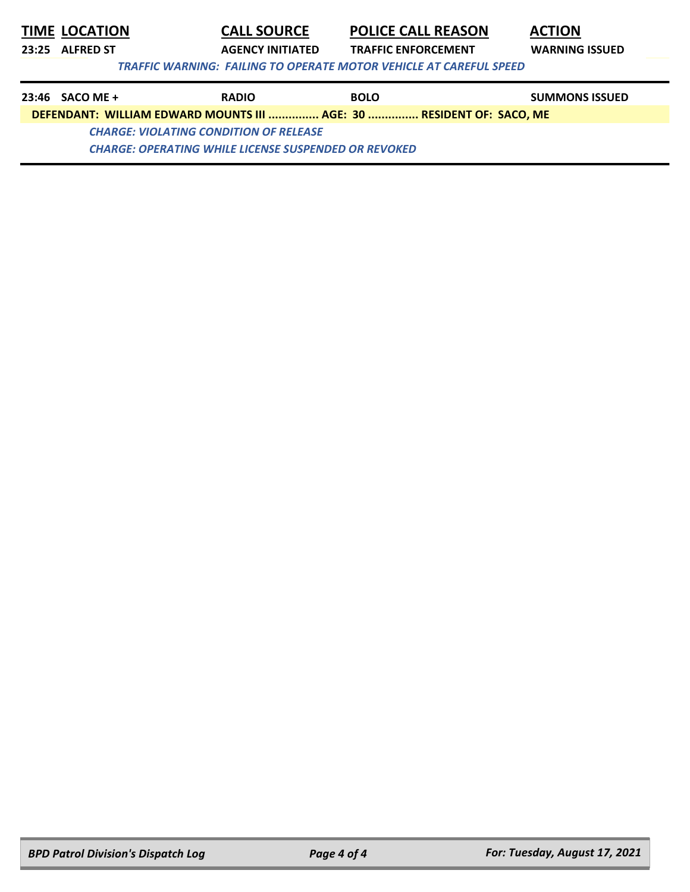| TIME | LOCATION | CALL SOURCE | POLICE CALL REASON | ACTION |
| --- | --- | --- | --- | --- |
| 23:25 | ALFRED ST | AGENCY INITIATED | TRAFFIC ENFORCEMENT | WARNING ISSUED |

*TRAFFIC WARNING: FAILING TO OPERATE MOTOR VEHICLE AT CAREFUL SPEED*

| TIME | LOCATION | CALL SOURCE | POLICE CALL REASON | ACTION |
| --- | --- | --- | --- | --- |
| 23:46 | SACO ME + | RADIO | BOLO | SUMMONS ISSUED |

**DEFENDANT: WILLIAM EDWARD MOUNTS III ............... AGE: 30 ............... RESIDENT OF: SACO, ME**

*CHARGE: VIOLATING CONDITION OF RELEASE*

*CHARGE: OPERATING WHILE LICENSE SUSPENDED OR REVOKED*